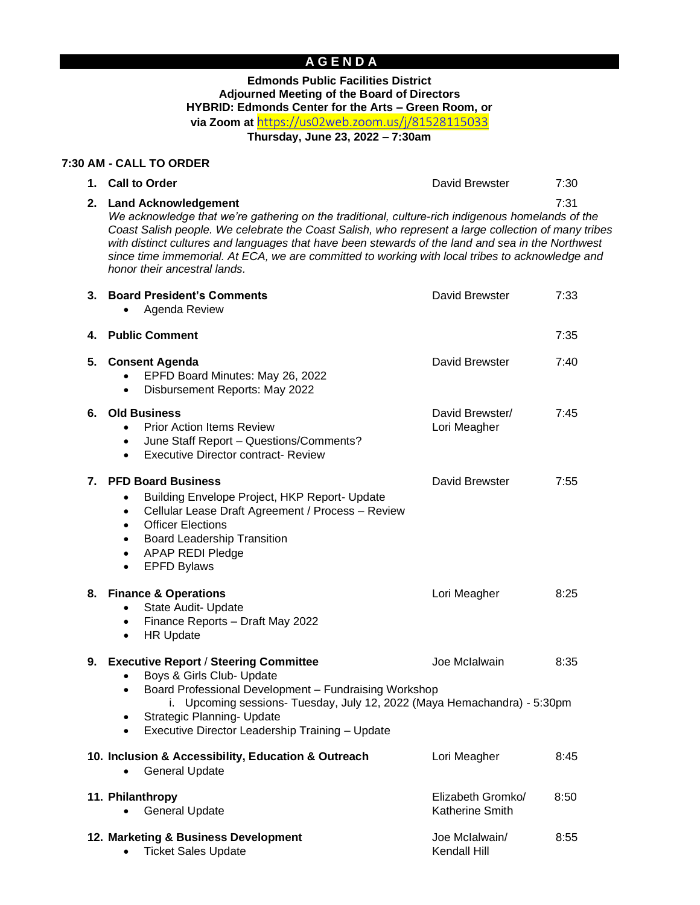# AGENDA

**Edmonds Public Facilities District**
**Adjourned Meeting of the Board of Directors**
**HYBRID: Edmonds Center for the Arts – Green Room, or**
**via Zoom at https://us02web.zoom.us/j/81528115033**
**Thursday, June 23, 2022 – 7:30am**

**7:30 AM - CALL TO ORDER**

1. **Call to Order** — David Brewster — 7:30

2. **Land Acknowledgement** — 7:31
   *We acknowledge that we're gathering on the traditional, culture-rich indigenous homelands of the Coast Salish people. We celebrate the Coast Salish, who represent a large collection of many tribes with distinct cultures and languages that have been stewards of the land and sea in the Northwest since time immemorial. At ECA, we are committed to working with local tribes to acknowledge and honor their ancestral lands.*

3. **Board President's Comments** — David Brewster — 7:33
   - Agenda Review

4. **Public Comment** — 7:35

5. **Consent Agenda** — David Brewster — 7:40
   - EPFD Board Minutes: May 26, 2022
   - Disbursement Reports: May 2022

6. **Old Business** — David Brewster/ Lori Meagher — 7:45
   - Prior Action Items Review
   - June Staff Report – Questions/Comments?
   - Executive Director contract- Review

7. **PFD Board Business** — David Brewster — 7:55
   - Building Envelope Project, HKP Report- Update
   - Cellular Lease Draft Agreement / Process – Review
   - Officer Elections
   - Board Leadership Transition
   - APAP REDI Pledge
   - EPFD Bylaws

8. **Finance & Operations** — Lori Meagher — 8:25
   - State Audit- Update
   - Finance Reports – Draft May 2022
   - HR Update

9. **Executive Report / Steering Committee** — Joe McIalwain — 8:35
   - Boys & Girls Club- Update
   - Board Professional Development – Fundraising Workshop
     i. Upcoming sessions- Tuesday, July 12, 2022 (Maya Hemachandra) - 5:30pm
   - Strategic Planning- Update
   - Executive Director Leadership Training – Update

10. **Inclusion & Accessibility, Education & Outreach** — Lori Meagher — 8:45
    - General Update

11. **Philanthropy** — Elizabeth Gromko/ Katherine Smith — 8:50
    - General Update

12. **Marketing & Business Development** — Joe McIalwain/ Kendall Hill — 8:55
    - Ticket Sales Update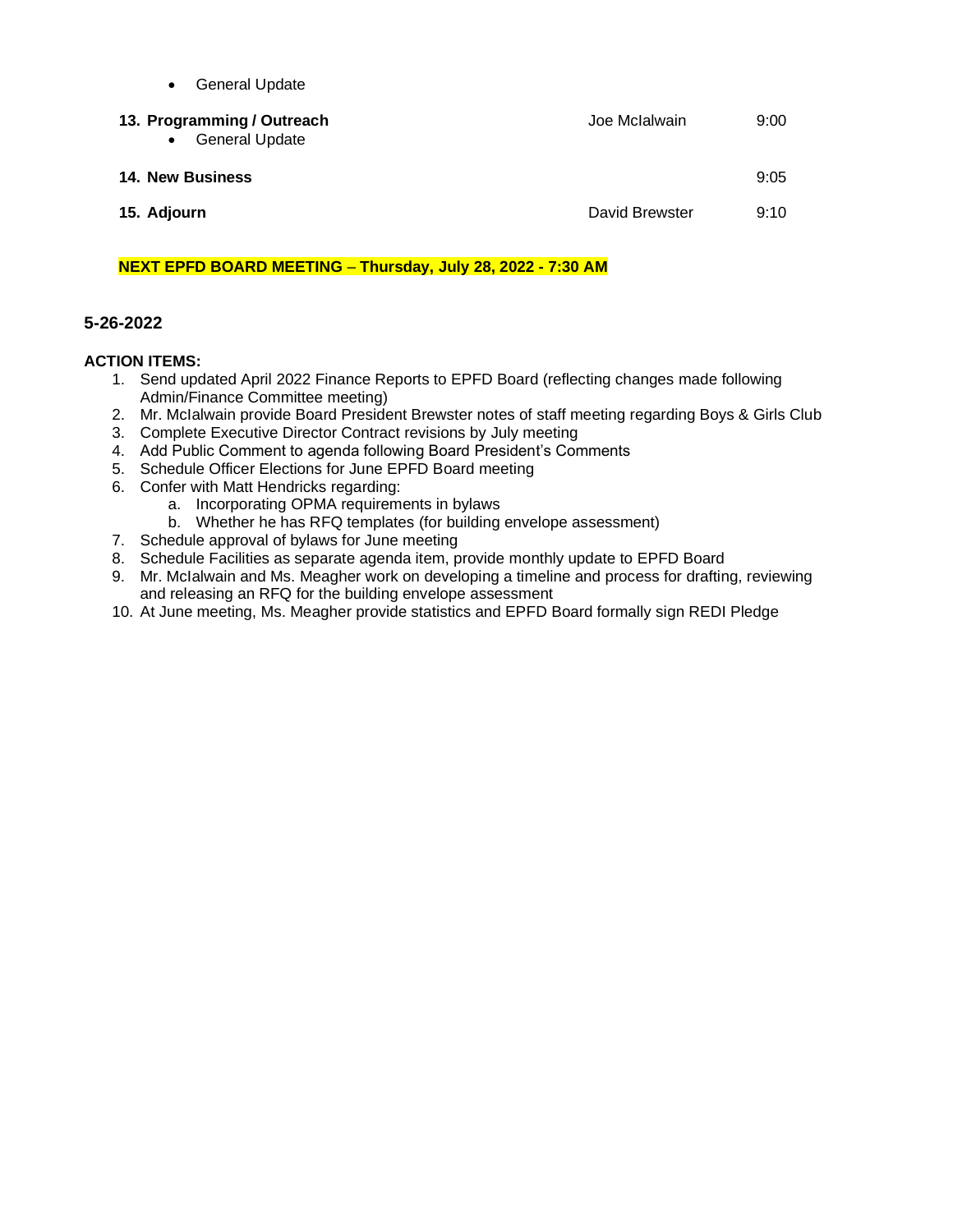- General Update

**13. Programming / Outreach** Joe McIalwain 9:00

- General Update

**14. New Business** 9:05

**15. Adjourn** David Brewster 9:10

**NEXT EPFD BOARD MEETING – Thursday, July 28, 2022 - 7:30 AM**

**5-26-2022**

**ACTION ITEMS:**

1. Send updated April 2022 Finance Reports to EPFD Board (reflecting changes made following Admin/Finance Committee meeting)
2. Mr. McIalwain provide Board President Brewster notes of staff meeting regarding Boys & Girls Club
3. Complete Executive Director Contract revisions by July meeting
4. Add Public Comment to agenda following Board President's Comments
5. Schedule Officer Elections for June EPFD Board meeting
6. Confer with Matt Hendricks regarding:
   a. Incorporating OPMA requirements in bylaws
   b. Whether he has RFQ templates (for building envelope assessment)
7. Schedule approval of bylaws for June meeting
8. Schedule Facilities as separate agenda item, provide monthly update to EPFD Board
9. Mr. McIalwain and Ms. Meagher work on developing a timeline and process for drafting, reviewing and releasing an RFQ for the building envelope assessment
10. At June meeting, Ms. Meagher provide statistics and EPFD Board formally sign REDI Pledge